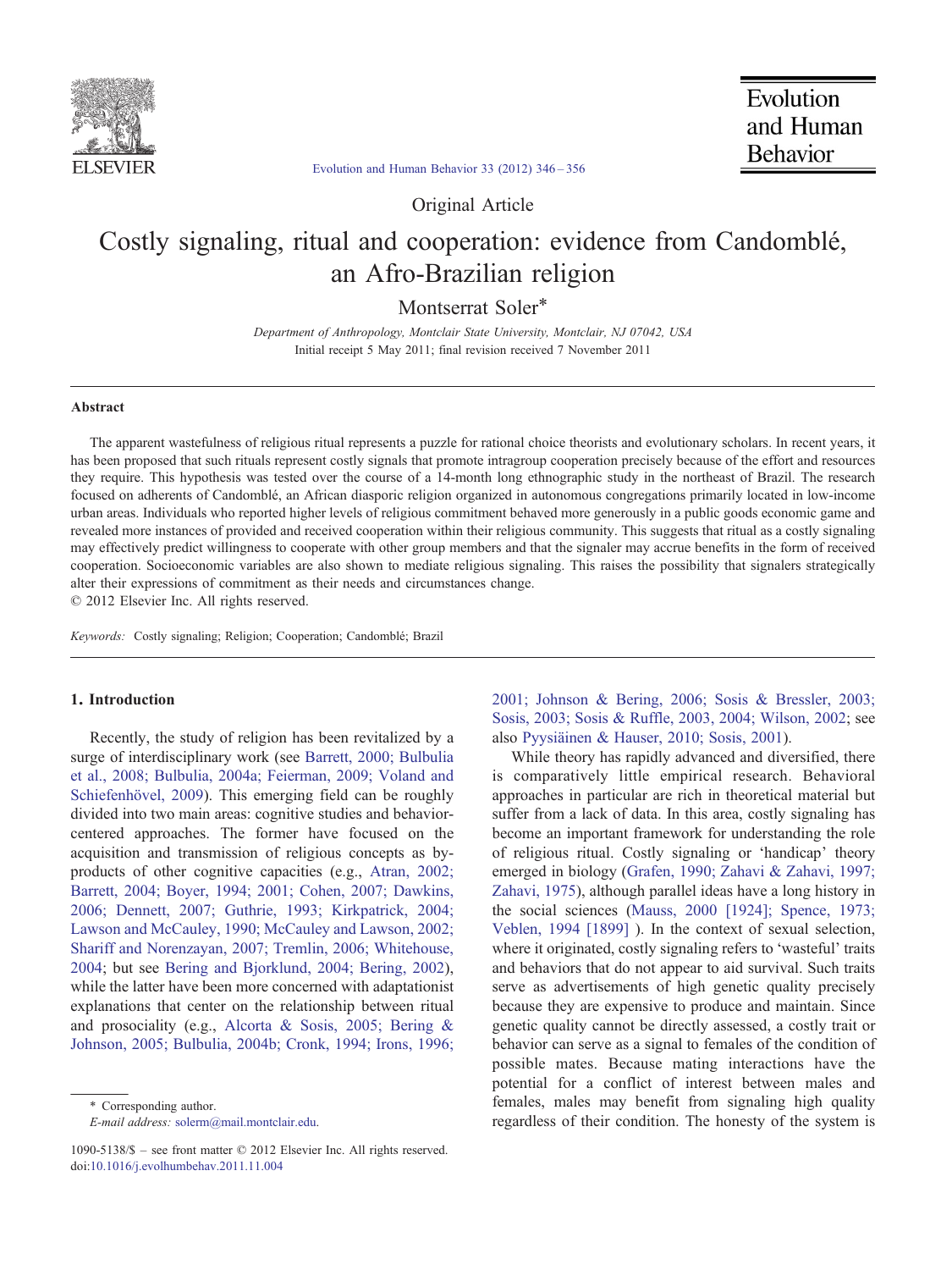Original Article

# Costly signaling, ritual and cooperation: evidence from Candomblé, an Afro-Brazilian religion

Montserrat Soler*

*Department of Anthropology, Montclair State University, Montclair, NJ 07042, USA*

Initial receipt 5 May 2011; final revision received 7 November 2011

### Abstract

The apparent wastefulness of religious ritual represents a puzzle for rational choice theorists and evolutionary scholars. In recent years, it has been proposed that such rituals represent costly signals that promote intragroup cooperation precisely because of the effort and resources they require. This hypothesis was tested over the course of a 14-month long ethnographic study in the northeast of Brazil. The research focused on adherents of Candomblé, an African diasporic religion organized in autonomous congregations primarily located in low-income urban areas. Individuals who reported higher levels of religious commitment behaved more generously in a public goods economic game and revealed more instances of provided and received cooperation within their religious community. This suggests that ritual as a costly signaling may effectively predict willingness to cooperate with other group members and that the signaler may accrue benefits in the form of received cooperation. Socioeconomic variables are also shown to mediate religious signaling. This raises the possibility that signalers strategically alter their expressions of commitment as their needs and circumstances change.

© 2012 Elsevier Inc. All rights reserved.

*Keywords:* Costly signaling; Religion; Cooperation; Candomblé; Brazil

## 1. Introduction

Recently, the study of religion has been revitalized by a surge of interdisciplinary work (see Barrett, 2000; Bulbulia et al., 2008; Bulbulia, 2004a; Feierman, 2009; Voland and Schiefenhövel, 2009). This emerging field can be roughly divided into two main areas: cognitive studies and behavior-centered approaches. The former have focused on the acquisition and transmission of religious concepts as by-products of other cognitive capacities (e.g., Atran, 2002; Barrett, 2004; Boyer, 1994; 2001; Cohen, 2007; Dawkins, 2006; Dennett, 2007; Guthrie, 1993; Kirkpatrick, 2004; Lawson and McCauley, 1990; McCauley and Lawson, 2002; Shariff and Norenzayan, 2007; Tremlin, 2006; Whitehouse, 2004; but see Bering and Bjorklund, 2004; Bering, 2002), while the latter have been more concerned with adaptationist explanations that center on the relationship between ritual and prosociality (e.g., Alcorta & Sosis, 2005; Bering & Johnson, 2005; Bulbulia, 2004b; Cronk, 1994; Irons, 1996; 2001; Johnson & Bering, 2006; Sosis & Bressler, 2003; Sosis, 2003; Sosis & Ruffle, 2003, 2004; Wilson, 2002; see also Pyysiäinen & Hauser, 2010; Sosis, 2001).

While theory has rapidly advanced and diversified, there is comparatively little empirical research. Behavioral approaches in particular are rich in theoretical material but suffer from a lack of data. In this area, costly signaling has become an important framework for understanding the role of religious ritual. Costly signaling or 'handicap' theory emerged in biology (Grafen, 1990; Zahavi & Zahavi, 1997; Zahavi, 1975), although parallel ideas have a long history in the social sciences (Mauss, 2000 [1924]; Spence, 1973; Veblen, 1994 [1899] ). In the context of sexual selection, where it originated, costly signaling refers to 'wasteful' traits and behaviors that do not appear to aid survival. Such traits serve as advertisements of high genetic quality precisely because they are expensive to produce and maintain. Since genetic quality cannot be directly assessed, a costly trait or behavior can serve as a signal to females of the condition of possible mates. Because mating interactions have the potential for a conflict of interest between males and females, males may benefit from signaling high quality regardless of their condition. The honesty of the system is

* Corresponding author.
*E-mail address:* solerm@mail.montclair.edu.

1090-5138/$ – see front matter © 2012 Elsevier Inc. All rights reserved.
doi:10.1016/j.evolhumbehav.2011.11.004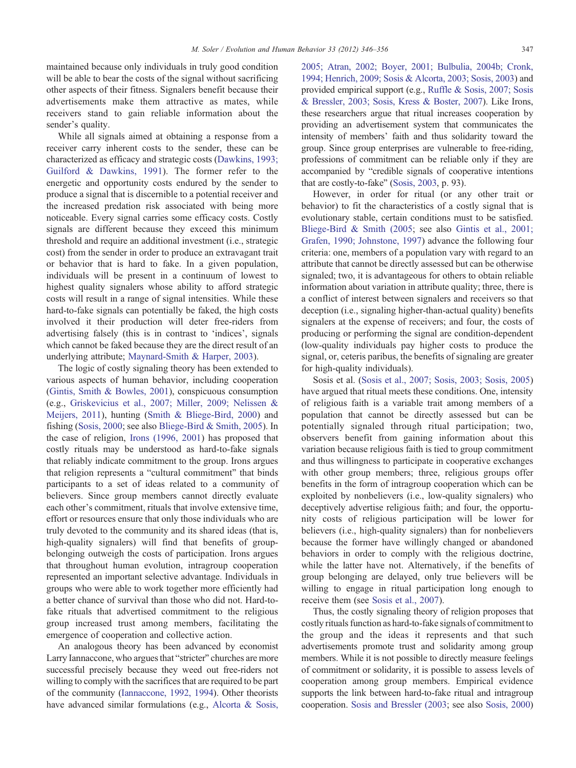maintained because only individuals in truly good condition will be able to bear the costs of the signal without sacrificing other aspects of their fitness. Signalers benefit because their advertisements make them attractive as mates, while receivers stand to gain reliable information about the sender's quality.

While all signals aimed at obtaining a response from a receiver carry inherent costs to the sender, these can be characterized as efficacy and strategic costs (Dawkins, 1993; Guilford & Dawkins, 1991). The former refer to the energetic and opportunity costs endured by the sender to produce a signal that is discernible to a potential receiver and the increased predation risk associated with being more noticeable. Every signal carries some efficacy costs. Costly signals are different because they exceed this minimum threshold and require an additional investment (i.e., strategic cost) from the sender in order to produce an extravagant trait or behavior that is hard to fake. In a given population, individuals will be present in a continuum of lowest to highest quality signalers whose ability to afford strategic costs will result in a range of signal intensities. While these hard-to-fake signals can potentially be faked, the high costs involved it their production will deter free-riders from advertising falsely (this is in contrast to 'indices', signals which cannot be faked because they are the direct result of an underlying attribute; Maynard-Smith & Harper, 2003).

The logic of costly signaling theory has been extended to various aspects of human behavior, including cooperation (Gintis, Smith & Bowles, 2001), conspicuous consumption (e.g., Griskevicius et al., 2007; Miller, 2009; Nelissen & Meijers, 2011), hunting (Smith & Bliege-Bird, 2000) and fishing (Sosis, 2000; see also Bliege-Bird & Smith, 2005). In the case of religion, Irons (1996, 2001) has proposed that costly rituals may be understood as hard-to-fake signals that reliably indicate commitment to the group. Irons argues that religion represents a "cultural commitment" that binds participants to a set of ideas related to a community of believers. Since group members cannot directly evaluate each other's commitment, rituals that involve extensive time, effort or resources ensure that only those individuals who are truly devoted to the community and its shared ideas (that is, high-quality signalers) will find that benefits of group-belonging outweigh the costs of participation. Irons argues that throughout human evolution, intragroup cooperation represented an important selective advantage. Individuals in groups who were able to work together more efficiently had a better chance of survival than those who did not. Hard-to-fake rituals that advertised commitment to the religious group increased trust among members, facilitating the emergence of cooperation and collective action.

An analogous theory has been advanced by economist Larry Iannaccone, who argues that "stricter" churches are more successful precisely because they weed out free-riders not willing to comply with the sacrifices that are required to be part of the community (Iannaccone, 1992, 1994). Other theorists have advanced similar formulations (e.g., Alcorta & Sosis, 2005; Atran, 2002; Boyer, 2001; Bulbulia, 2004b; Cronk, 1994; Henrich, 2009; Sosis & Alcorta, 2003; Sosis, 2003) and provided empirical support (e.g., Ruffle & Sosis, 2007; Sosis & Bressler, 2003; Sosis, Kress & Boster, 2007). Like Irons, these researchers argue that ritual increases cooperation by providing an advertisement system that communicates the intensity of members' faith and thus solidarity toward the group. Since group enterprises are vulnerable to free-riding, professions of commitment can be reliable only if they are accompanied by "credible signals of cooperative intentions that are costly-to-fake" (Sosis, 2003, p. 93).

However, in order for ritual (or any other trait or behavior) to fit the characteristics of a costly signal that is evolutionary stable, certain conditions must to be satisfied. Bliege-Bird & Smith (2005; see also Gintis et al., 2001; Grafen, 1990; Johnstone, 1997) advance the following four criteria: one, members of a population vary with regard to an attribute that cannot be directly assessed but can be otherwise signaled; two, it is advantageous for others to obtain reliable information about variation in attribute quality; three, there is a conflict of interest between signalers and receivers so that deception (i.e., signaling higher-than-actual quality) benefits signalers at the expense of receivers; and four, the costs of producing or performing the signal are condition-dependent (low-quality individuals pay higher costs to produce the signal, or, ceteris paribus, the benefits of signaling are greater for high-quality individuals).

Sosis et al. (Sosis et al., 2007; Sosis, 2003; Sosis, 2005) have argued that ritual meets these conditions. One, intensity of religious faith is a variable trait among members of a population that cannot be directly assessed but can be potentially signaled through ritual participation; two, observers benefit from gaining information about this variation because religious faith is tied to group commitment and thus willingness to participate in cooperative exchanges with other group members; three, religious groups offer benefits in the form of intragroup cooperation which can be exploited by nonbelievers (i.e., low-quality signalers) who deceptively advertise religious faith; and four, the opportunity costs of religious participation will be lower for believers (i.e., high-quality signalers) than for nonbelievers because the former have willingly changed or abandoned behaviors in order to comply with the religious doctrine, while the latter have not. Alternatively, if the benefits of group belonging are delayed, only true believers will be willing to engage in ritual participation long enough to receive them (see Sosis et al., 2007).

Thus, the costly signaling theory of religion proposes that costly rituals function as hard-to-fake signals of commitment to the group and the ideas it represents and that such advertisements promote trust and solidarity among group members. While it is not possible to directly measure feelings of commitment or solidarity, it is possible to assess levels of cooperation among group members. Empirical evidence supports the link between hard-to-fake ritual and intragroup cooperation. Sosis and Bressler (2003; see also Sosis, 2000)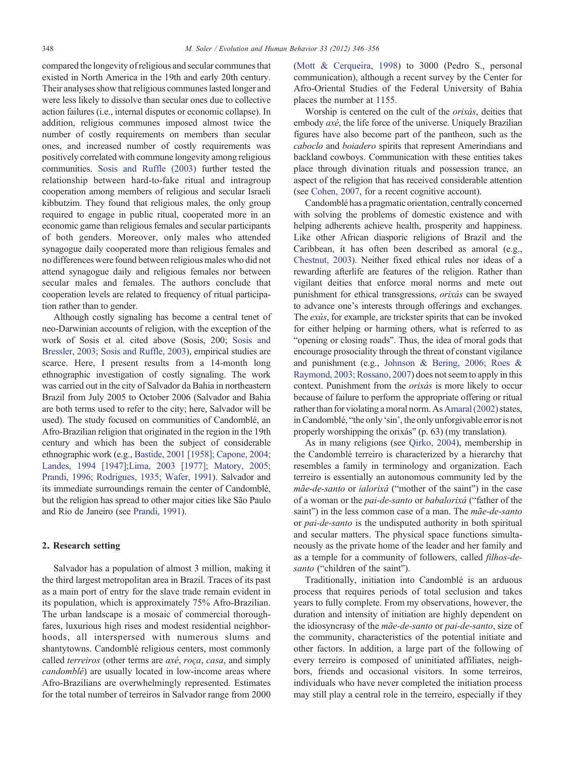compared the longevity of religious and secular communes that existed in North America in the 19th and early 20th century. Their analyses show that religious communes lasted longer and were less likely to dissolve than secular ones due to collective action failures (i.e., internal disputes or economic collapse). In addition, religious communes imposed almost twice the number of costly requirements on members than secular ones, and increased number of costly requirements was positively correlated with commune longevity among religious communities. Sosis and Ruffle (2003) further tested the relationship between hard-to-fake ritual and intragroup cooperation among members of religious and secular Israeli kibbutzim. They found that religious males, the only group required to engage in public ritual, cooperated more in an economic game than religious females and secular participants of both genders. Moreover, only males who attended synagogue daily cooperated more than religious females and no differences were found between religious males who did not attend synagogue daily and religious females nor between secular males and females. The authors conclude that cooperation levels are related to frequency of ritual participation rather than to gender.

Although costly signaling has become a central tenet of neo-Darwinian accounts of religion, with the exception of the work of Sosis et al. cited above (Sosis, 200; Sosis and Bressler, 2003; Sosis and Ruffle, 2003), empirical studies are scarce. Here, I present results from a 14-month long ethnographic investigation of costly signaling. The work was carried out in the city of Salvador da Bahia in northeastern Brazil from July 2005 to October 2006 (Salvador and Bahia are both terms used to refer to the city; here, Salvador will be used). The study focused on communities of Candomblé, an Afro-Brazilian religion that originated in the region in the 19th century and which has been the subject of considerable ethnographic work (e.g., Bastide, 2001 [1958]; Capone, 2004; Landes, 1994 [1947];Lima, 2003 [1977]; Matory, 2005; Prandi, 1996; Rodrigues, 1935; Wafer, 1991). Salvador and its immediate surroundings remain the center of Candomblé, but the religion has spread to other major cities like São Paulo and Rio de Janeiro (see Prandi, 1991).

## 2. Research setting

Salvador has a population of almost 3 million, making it the third largest metropolitan area in Brazil. Traces of its past as a main port of entry for the slave trade remain evident in its population, which is approximately 75% Afro-Brazilian. The urban landscape is a mosaic of commercial thoroughfares, luxurious high rises and modest residential neighborhoods, all interspersed with numerous slums and shantytowns. Candomblé religious centers, most commonly called *terreiros* (other terms are *axé*, *roça*, *casa*, and simply *candomblé*) are usually located in low-income areas where Afro-Brazilians are overwhelmingly represented. Estimates for the total number of terreiros in Salvador range from 2000 (Mott & Cerqueira, 1998) to 3000 (Pedro S., personal communication), although a recent survey by the Center for Afro-Oriental Studies of the Federal University of Bahia places the number at 1155.

Worship is centered on the cult of the *orixás*, deities that embody *axé*, the life force of the universe. Uniquely Brazilian figures have also become part of the pantheon, such as the *caboclo* and *boiadero* spirits that represent Amerindians and backland cowboys. Communication with these entities takes place through divination rituals and possession trance, an aspect of the religion that has received considerable attention (see Cohen, 2007, for a recent cognitive account).

Candomblé has a pragmatic orientation, centrally concerned with solving the problems of domestic existence and with helping adherents achieve health, prosperity and happiness. Like other African diasporic religions of Brazil and the Caribbean, it has often been described as amoral (e.g., Chestnut, 2003). Neither fixed ethical rules nor ideas of a rewarding afterlife are features of the religion. Rather than vigilant deities that enforce moral norms and mete out punishment for ethical transgressions, *orixás* can be swayed to advance one's interests through offerings and exchanges. The *exús*, for example, are trickster spirits that can be invoked for either helping or harming others, what is referred to as "opening or closing roads". Thus, the idea of moral gods that encourage prosociality through the threat of constant vigilance and punishment (e.g., Johnson & Bering, 2006; Roes & Raymond, 2003; Rossano, 2007) does not seem to apply in this context. Punishment from the *orixás* is more likely to occur because of failure to perform the appropriate offering or ritual rather than for violating a moral norm. As Amaral (2002) states, in Candomblé, "the only 'sin', the only unforgivable error is not properly worshipping the orixás" (p. 63) (my translation).

As in many religions (see Qirko, 2004), membership in the Candomblé terreiro is characterized by a hierarchy that resembles a family in terminology and organization. Each terreiro is essentially an autonomous community led by the *mãe-de-santo* or *ialorixá* ("mother of the saint") in the case of a woman or the *pai-de-santo* or *babalorixá* ("father of the saint") in the less common case of a man. The *mãe-de-santo* or *pai-de-santo* is the undisputed authority in both spiritual and secular matters. The physical space functions simultaneously as the private home of the leader and her family and as a temple for a community of followers, called *filhos-de-santo* ("children of the saint").

Traditionally, initiation into Candomblé is an arduous process that requires periods of total seclusion and takes years to fully complete. From my observations, however, the duration and intensity of initiation are highly dependent on the idiosyncrasy of the *mãe-de-santo* or *pai-de-santo*, size of the community, characteristics of the potential initiate and other factors. In addition, a large part of the following of every terreiro is composed of uninitiated affiliates, neighbors, friends and occasional visitors. In some terreiros, individuals who have never completed the initiation process may still play a central role in the terreiro, especially if they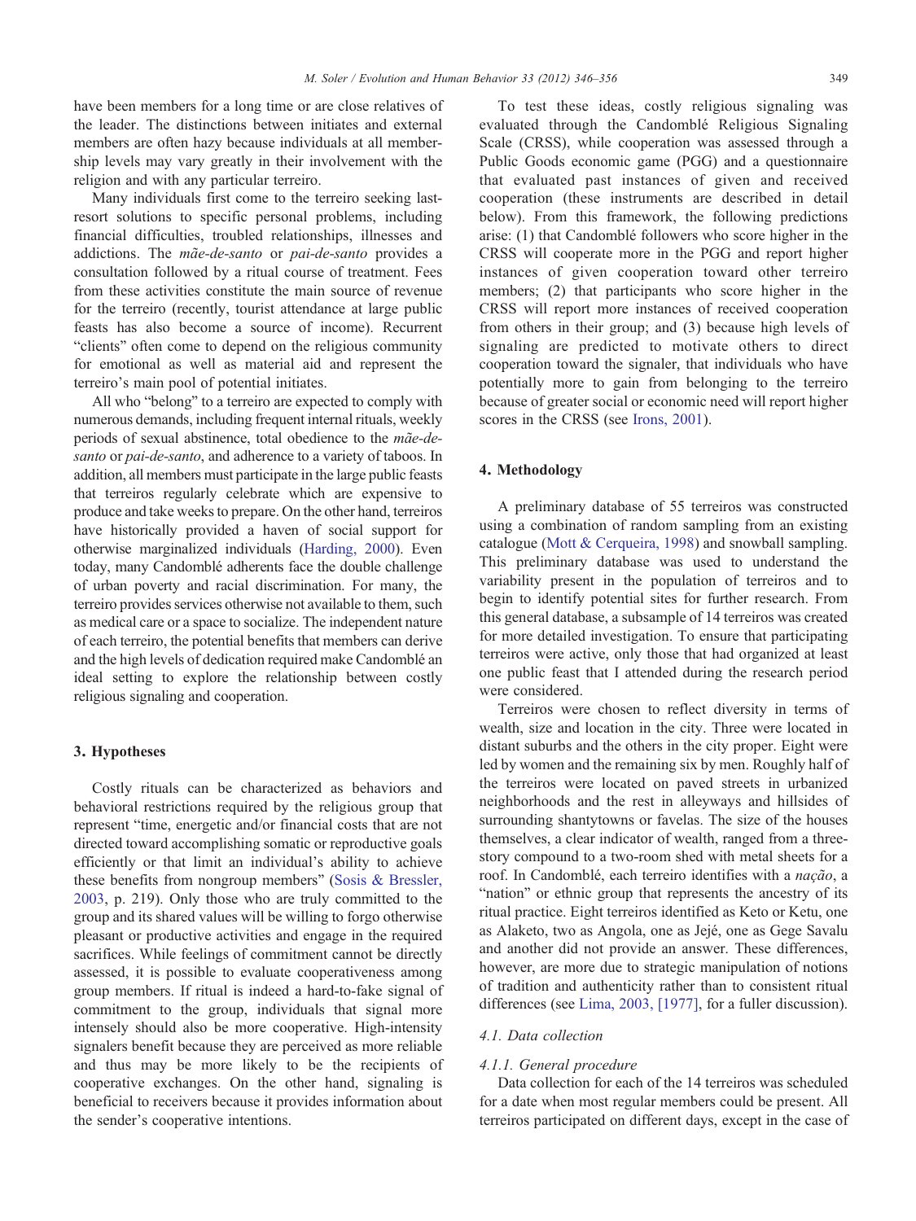have been members for a long time or are close relatives of the leader. The distinctions between initiates and external members are often hazy because individuals at all membership levels may vary greatly in their involvement with the religion and with any particular terreiro.

Many individuals first come to the terreiro seeking last-resort solutions to specific personal problems, including financial difficulties, troubled relationships, illnesses and addictions. The *mãe-de-santo* or *pai-de-santo* provides a consultation followed by a ritual course of treatment. Fees from these activities constitute the main source of revenue for the terreiro (recently, tourist attendance at large public feasts has also become a source of income). Recurrent "clients" often come to depend on the religious community for emotional as well as material aid and represent the terreiro's main pool of potential initiates.

All who "belong" to a terreiro are expected to comply with numerous demands, including frequent internal rituals, weekly periods of sexual abstinence, total obedience to the *mãe-de-santo* or *pai-de-santo*, and adherence to a variety of taboos. In addition, all members must participate in the large public feasts that terreiros regularly celebrate which are expensive to produce and take weeks to prepare. On the other hand, terreiros have historically provided a haven of social support for otherwise marginalized individuals (Harding, 2000). Even today, many Candomblé adherents face the double challenge of urban poverty and racial discrimination. For many, the terreiro provides services otherwise not available to them, such as medical care or a space to socialize. The independent nature of each terreiro, the potential benefits that members can derive and the high levels of dedication required make Candomblé an ideal setting to explore the relationship between costly religious signaling and cooperation.

## 3. Hypotheses

Costly rituals can be characterized as behaviors and behavioral restrictions required by the religious group that represent "time, energetic and/or financial costs that are not directed toward accomplishing somatic or reproductive goals efficiently or that limit an individual's ability to achieve these benefits from nongroup members" (Sosis & Bressler, 2003, p. 219). Only those who are truly committed to the group and its shared values will be willing to forgo otherwise pleasant or productive activities and engage in the required sacrifices. While feelings of commitment cannot be directly assessed, it is possible to evaluate cooperativeness among group members. If ritual is indeed a hard-to-fake signal of commitment to the group, individuals that signal more intensely should also be more cooperative. High-intensity signalers benefit because they are perceived as more reliable and thus may be more likely to be the recipients of cooperative exchanges. On the other hand, signaling is beneficial to receivers because it provides information about the sender's cooperative intentions.

To test these ideas, costly religious signaling was evaluated through the Candomblé Religious Signaling Scale (CRSS), while cooperation was assessed through a Public Goods economic game (PGG) and a questionnaire that evaluated past instances of given and received cooperation (these instruments are described in detail below). From this framework, the following predictions arise: (1) that Candomblé followers who score higher in the CRSS will cooperate more in the PGG and report higher instances of given cooperation toward other terreiro members; (2) that participants who score higher in the CRSS will report more instances of received cooperation from others in their group; and (3) because high levels of signaling are predicted to motivate others to direct cooperation toward the signaler, that individuals who have potentially more to gain from belonging to the terreiro because of greater social or economic need will report higher scores in the CRSS (see Irons, 2001).

## 4. Methodology

A preliminary database of 55 terreiros was constructed using a combination of random sampling from an existing catalogue (Mott & Cerqueira, 1998) and snowball sampling. This preliminary database was used to understand the variability present in the population of terreiros and to begin to identify potential sites for further research. From this general database, a subsample of 14 terreiros was created for more detailed investigation. To ensure that participating terreiros were active, only those that had organized at least one public feast that I attended during the research period were considered.

Terreiros were chosen to reflect diversity in terms of wealth, size and location in the city. Three were located in distant suburbs and the others in the city proper. Eight were led by women and the remaining six by men. Roughly half of the terreiros were located on paved streets in urbanized neighborhoods and the rest in alleyways and hillsides of surrounding shantytowns or favelas. The size of the houses themselves, a clear indicator of wealth, ranged from a three-story compound to a two-room shed with metal sheets for a roof. In Candomblé, each terreiro identifies with a *nação*, a "nation" or ethnic group that represents the ancestry of its ritual practice. Eight terreiros identified as Keto or Ketu, one as Alaketo, two as Angola, one as Jejé, one as Gege Savalu and another did not provide an answer. These differences, however, are more due to strategic manipulation of notions of tradition and authenticity rather than to consistent ritual differences (see Lima, 2003, [1977], for a fuller discussion).

### 4.1. Data collection

#### 4.1.1. General procedure

Data collection for each of the 14 terreiros was scheduled for a date when most regular members could be present. All terreiros participated on different days, except in the case of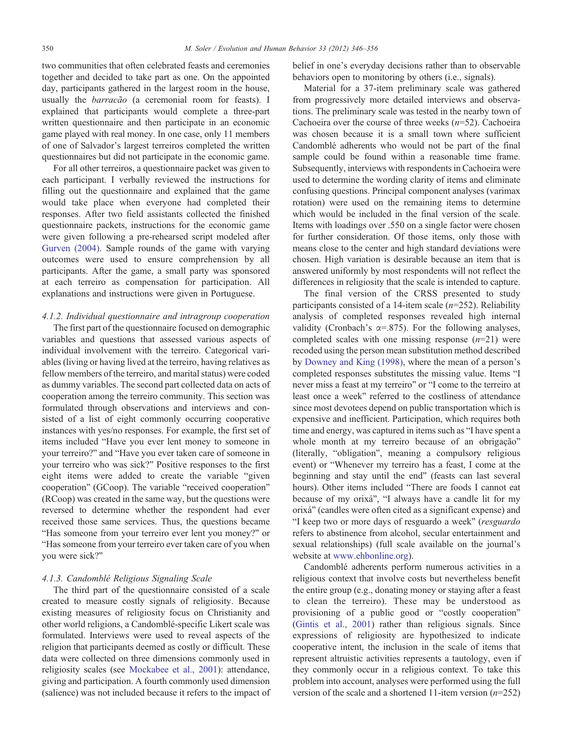two communities that often celebrated feasts and ceremonies together and decided to take part as one. On the appointed day, participants gathered in the largest room in the house, usually the *barracão* (a ceremonial room for feasts). I explained that participants would complete a three-part written questionnaire and then participate in an economic game played with real money. In one case, only 11 members of one of Salvador's largest terreiros completed the written questionnaires but did not participate in the economic game.

For all other terreiros, a questionnaire packet was given to each participant. I verbally reviewed the instructions for filling out the questionnaire and explained that the game would take place when everyone had completed their responses. After two field assistants collected the finished questionnaire packets, instructions for the economic game were given following a pre-rehearsed script modeled after Gurven (2004). Sample rounds of the game with varying outcomes were used to ensure comprehension by all participants. After the game, a small party was sponsored at each terreiro as compensation for participation. All explanations and instructions were given in Portuguese.

#### 4.1.2. Individual questionnaire and intragroup cooperation

The first part of the questionnaire focused on demographic variables and questions that assessed various aspects of individual involvement with the terreiro. Categorical variables (living or having lived at the terreiro, having relatives as fellow members of the terreiro, and marital status) were coded as dummy variables. The second part collected data on acts of cooperation among the terreiro community. This section was formulated through observations and interviews and consisted of a list of eight commonly occurring cooperative instances with yes/no responses. For example, the first set of items included "Have you ever lent money to someone in your terreiro?" and "Have you ever taken care of someone in your terreiro who was sick?" Positive responses to the first eight items were added to create the variable "given cooperation" (GCoop). The variable "received cooperation" (RCoop) was created in the same way, but the questions were reversed to determine whether the respondent had ever received those same services. Thus, the questions became "Has someone from your terreiro ever lent you money?" or "Has someone from your terreiro ever taken care of you when you were sick?"

#### 4.1.3. Candomblé Religious Signaling Scale

The third part of the questionnaire consisted of a scale created to measure costly signals of religiosity. Because existing measures of religiosity focus on Christianity and other world religions, a Candomblé-specific Likert scale was formulated. Interviews were used to reveal aspects of the religion that participants deemed as costly or difficult. These data were collected on three dimensions commonly used in religiosity scales (see Mockabee et al., 2001): attendance, giving and participation. A fourth commonly used dimension (salience) was not included because it refers to the impact of belief in one's everyday decisions rather than to observable behaviors open to monitoring by others (i.e., signals).

Material for a 37-item preliminary scale was gathered from progressively more detailed interviews and observations. The preliminary scale was tested in the nearby town of Cachoeira over the course of three weeks ($n$=52). Cachoeira was chosen because it is a small town where sufficient Candomblé adherents who would not be part of the final sample could be found within a reasonable time frame. Subsequently, interviews with respondents in Cachoeira were used to determine the wording clarity of items and eliminate confusing questions. Principal component analyses (varimax rotation) were used on the remaining items to determine which would be included in the final version of the scale. Items with loadings over .550 on a single factor were chosen for further consideration. Of those items, only those with means close to the center and high standard deviations were chosen. High variation is desirable because an item that is answered uniformly by most respondents will not reflect the differences in religiosity that the scale is intended to capture.

The final version of the CRSS presented to study participants consisted of a 14-item scale ($n$=252). Reliability analysis of completed responses revealed high internal validity (Cronbach's $\alpha$=.875). For the following analyses, completed scales with one missing response ($n$=21) were recoded using the person mean substitution method described by Downey and King (1998), where the mean of a person's completed responses substitutes the missing value. Items "I never miss a feast at my terreiro" or "I come to the terreiro at least once a week" referred to the costliness of attendance since most devotees depend on public transportation which is expensive and inefficient. Participation, which requires both time and energy, was captured in items such as "I have spent a whole month at my terreiro because of an obrigação" (literally, "obligation", meaning a compulsory religious event) or "Whenever my terreiro has a feast, I come at the beginning and stay until the end" (feasts can last several hours). Other items included "There are foods I cannot eat because of my orixá", "I always have a candle lit for my orixá" (candles were often cited as a significant expense) and "I keep two or more days of resguardo a week" (*resguardo* refers to abstinence from alcohol, secular entertainment and sexual relationships) (full scale available on the journal's website at www.ehbonline.org).

Candomblé adherents perform numerous activities in a religious context that involve costs but nevertheless benefit the entire group (e.g., donating money or staying after a feast to clean the terreiro). These may be understood as provisioning of a public good or "costly cooperation" (Gintis et al., 2001) rather than religious signals. Since expressions of religiosity are hypothesized to indicate cooperative intent, the inclusion in the scale of items that represent altruistic activities represents a tautology, even if they commonly occur in a religious context. To take this problem into account, analyses were performed using the full version of the scale and a shortened 11-item version ($n$=252)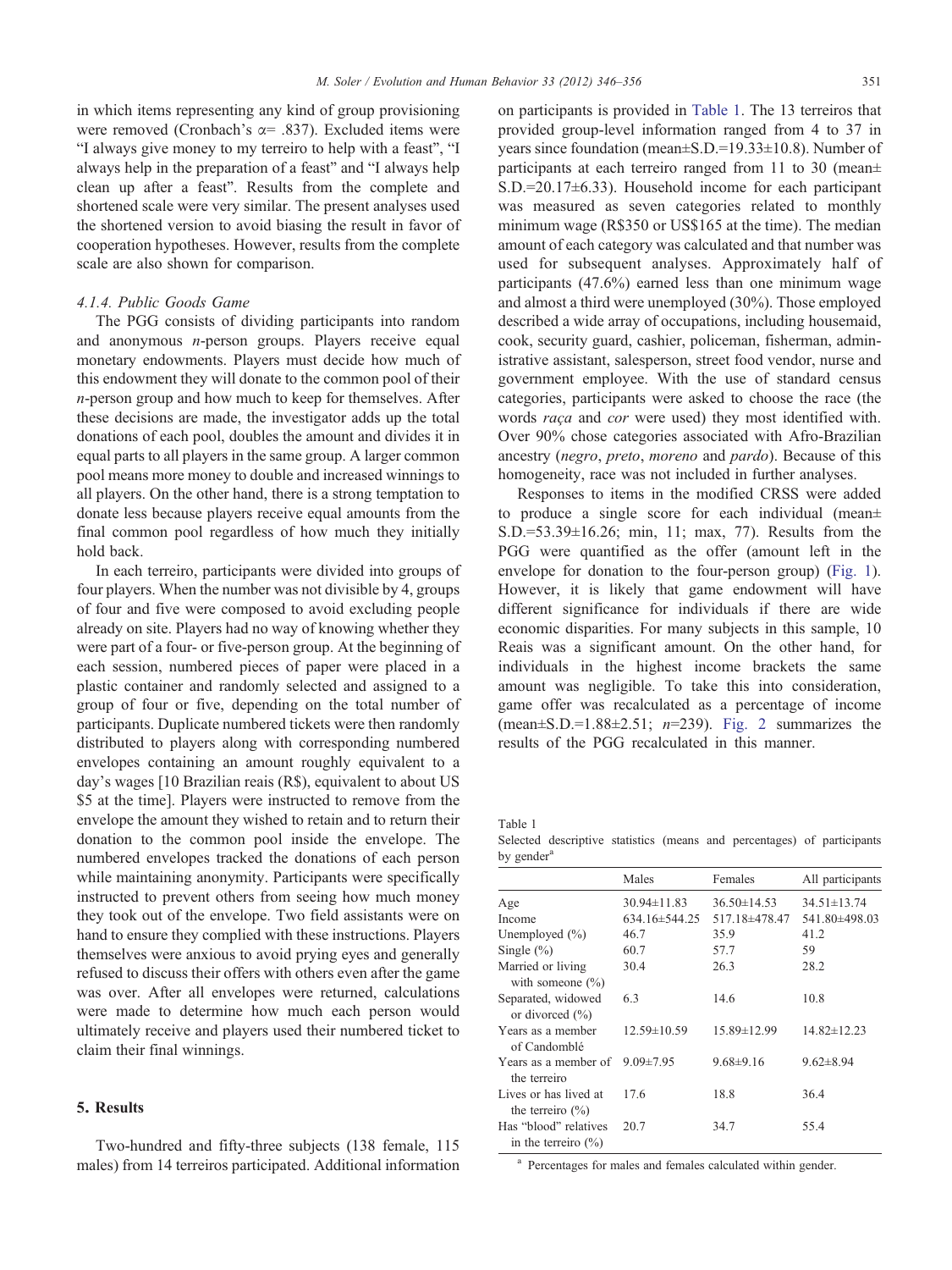in which items representing any kind of group provisioning were removed (Cronbach's α= .837). Excluded items were "I always give money to my terreiro to help with a feast", "I always help in the preparation of a feast" and "I always help clean up after a feast". Results from the complete and shortened scale were very similar. The present analyses used the shortened version to avoid biasing the result in favor of cooperation hypotheses. However, results from the complete scale are also shown for comparison.

#### 4.1.4. Public Goods Game

The PGG consists of dividing participants into random and anonymous *n*-person groups. Players receive equal monetary endowments. Players must decide how much of this endowment they will donate to the common pool of their *n*-person group and how much to keep for themselves. After these decisions are made, the investigator adds up the total donations of each pool, doubles the amount and divides it in equal parts to all players in the same group. A larger common pool means more money to double and increased winnings to all players. On the other hand, there is a strong temptation to donate less because players receive equal amounts from the final common pool regardless of how much they initially hold back.

In each terreiro, participants were divided into groups of four players. When the number was not divisible by 4, groups of four and five were composed to avoid excluding people already on site. Players had no way of knowing whether they were part of a four- or five-person group. At the beginning of each session, numbered pieces of paper were placed in a plastic container and randomly selected and assigned to a group of four or five, depending on the total number of participants. Duplicate numbered tickets were then randomly distributed to players along with corresponding numbered envelopes containing an amount roughly equivalent to a day's wages [10 Brazilian reais (R$), equivalent to about US $5 at the time]. Players were instructed to remove from the envelope the amount they wished to retain and to return their donation to the common pool inside the envelope. The numbered envelopes tracked the donations of each person while maintaining anonymity. Participants were specifically instructed to prevent others from seeing how much money they took out of the envelope. Two field assistants were on hand to ensure they complied with these instructions. Players themselves were anxious to avoid prying eyes and generally refused to discuss their offers with others even after the game was over. After all envelopes were returned, calculations were made to determine how much each person would ultimately receive and players used their numbered ticket to claim their final winnings.

## 5. Results

Two-hundred and fifty-three subjects (138 female, 115 males) from 14 terreiros participated. Additional information on participants is provided in Table 1. The 13 terreiros that provided group-level information ranged from 4 to 37 in years since foundation (mean±S.D.=19.33±10.8). Number of participants at each terreiro ranged from 11 to 30 (mean± S.D.=20.17±6.33). Household income for each participant was measured as seven categories related to monthly minimum wage (R$350 or US$165 at the time). The median amount of each category was calculated and that number was used for subsequent analyses. Approximately half of participants (47.6%) earned less than one minimum wage and almost a third were unemployed (30%). Those employed described a wide array of occupations, including housemaid, cook, security guard, cashier, policeman, fisherman, administrative assistant, salesperson, street food vendor, nurse and government employee. With the use of standard census categories, participants were asked to choose the race (the words *raça* and *cor* were used) they most identified with. Over 90% chose categories associated with Afro-Brazilian ancestry (*negro*, *preto*, *moreno* and *pardo*). Because of this homogeneity, race was not included in further analyses.

Responses to items in the modified CRSS were added to produce a single score for each individual (mean± S.D.=53.39±16.26; min, 11; max, 77). Results from the PGG were quantified as the offer (amount left in the envelope for donation to the four-person group) (Fig. 1). However, it is likely that game endowment will have different significance for individuals if there are wide economic disparities. For many subjects in this sample, 10 Reais was a significant amount. On the other hand, for individuals in the highest income brackets the same amount was negligible. To take this into consideration, game offer was recalculated as a percentage of income (mean±S.D.=1.88±2.51; *n*=239). Fig. 2 summarizes the results of the PGG recalculated in this manner.

Table 1
Selected descriptive statistics (means and percentages) of participants by gender[a]

| | Males | Females | All participants |
|---|---|---|---|
| Age | 30.94±11.83 | 36.50±14.53 | 34.51±13.74 |
| Income | 634.16±544.25 | 517.18±478.47 | 541.80±498.03 |
| Unemployed (%) | 46.7 | 35.9 | 41.2 |
| Single (%) | 60.7 | 57.7 | 59 |
| Married or living with someone (%) | 30.4 | 26.3 | 28.2 |
| Separated, widowed or divorced (%) | 6.3 | 14.6 | 10.8 |
| Years as a member of Candomblé | 12.59±10.59 | 15.89±12.99 | 14.82±12.23 |
| Years as a member of the terreiro | 9.09±7.95 | 9.68±9.16 | 9.62±8.94 |
| Lives or has lived at the terreiro (%) | 17.6 | 18.8 | 36.4 |
| Has "blood" relatives in the terreiro (%) | 20.7 | 34.7 | 55.4 |

[a] Percentages for males and females calculated within gender.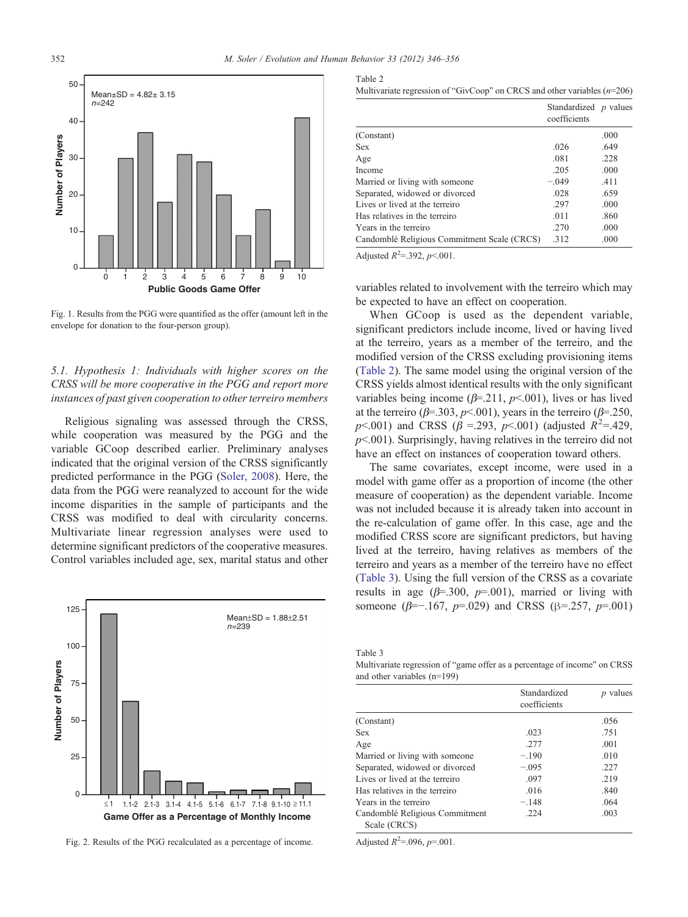Fig. 1. Results from the PGG were quantified as the offer (amount left in the envelope for donation to the four-person group).

### 5.1. Hypothesis 1: Individuals with higher scores on the CRSS will be more cooperative in the PGG and report more instances of past given cooperation to other terreiro members

Religious signaling was assessed through the CRSS, while cooperation was measured by the PGG and the variable GCoop described earlier. Preliminary analyses indicated that the original version of the CRSS significantly predicted performance in the PGG (Soler, 2008). Here, the data from the PGG were reanalyzed to account for the wide income disparities in the sample of participants and the CRSS was modified to deal with circularity concerns. Multivariate linear regression analyses were used to determine significant predictors of the cooperative measures. Control variables included age, sex, marital status and other variables related to involvement with the terreiro which may be expected to have an effect on cooperation.

Fig. 2. Results of the PGG recalculated as a percentage of income.

Table 2
Multivariate regression of "GivCoop" on CRCS and other variables ($n$=206)

| | Standardized coefficients | $p$ values |
|---|---|---|
| (Constant) | | .000 |
| Sex | .026 | .649 |
| Age | .081 | .228 |
| Income | .205 | .000 |
| Married or living with someone | −.049 | .411 |
| Separated, widowed or divorced | .028 | .659 |
| Lives or lived at the terreiro | .297 | .000 |
| Has relatives in the terreiro | .011 | .860 |
| Years in the terreiro | .270 | .000 |
| Candomblé Religious Commitment Scale (CRCS) | .312 | .000 |

Adjusted $R^2$=.392, $p$<.001.

When GCoop is used as the dependent variable, significant predictors include income, lived or having lived at the terreiro, years as a member of the terreiro, and the modified version of the CRSS excluding provisioning items (Table 2). The same model using the original version of the CRSS yields almost identical results with the only significant variables being income ($\beta$=.211, $p$<.001), lives or has lived at the terreiro ($\beta$=.303, $p$<.001), years in the terreiro ($\beta$=.250, $p$<.001) and CRSS ($\beta$ =.293, $p$<.001) (adjusted $R^2$=.429, $p$<.001). Surprisingly, having relatives in the terreiro did not have an effect on instances of cooperation toward others.

The same covariates, except income, were used in a model with game offer as a proportion of income (the other measure of cooperation) as the dependent variable. Income was not included because it is already taken into account in the re-calculation of game offer. In this case, age and the modified CRSS score are significant predictors, but having lived at the terreiro, having relatives as members of the terreiro and years as a member of the terreiro have no effect (Table 3). Using the full version of the CRSS as a covariate results in age ($\beta$=.300, $p$=.001), married or living with someone ($\beta$=−.167, $p$=.029) and CRSS ($\beta$=.257, $p$=.001)

Table 3
Multivariate regression of "game offer as a percentage of income" on CRSS and other variables (n=199)

| | Standardized coefficients | $p$ values |
|---|---|---|
| (Constant) | | .056 |
| Sex | .023 | .751 |
| Age | .277 | .001 |
| Married or living with someone | −.190 | .010 |
| Separated, widowed or divorced | −.095 | .227 |
| Lives or lived at the terreiro | .097 | .219 |
| Has relatives in the terreiro | .016 | .840 |
| Years in the terreiro | −.148 | .064 |
| Candomblé Religious Commitment Scale (CRCS) | .224 | .003 |

Adjusted $R^2$=.096, $p$=.001.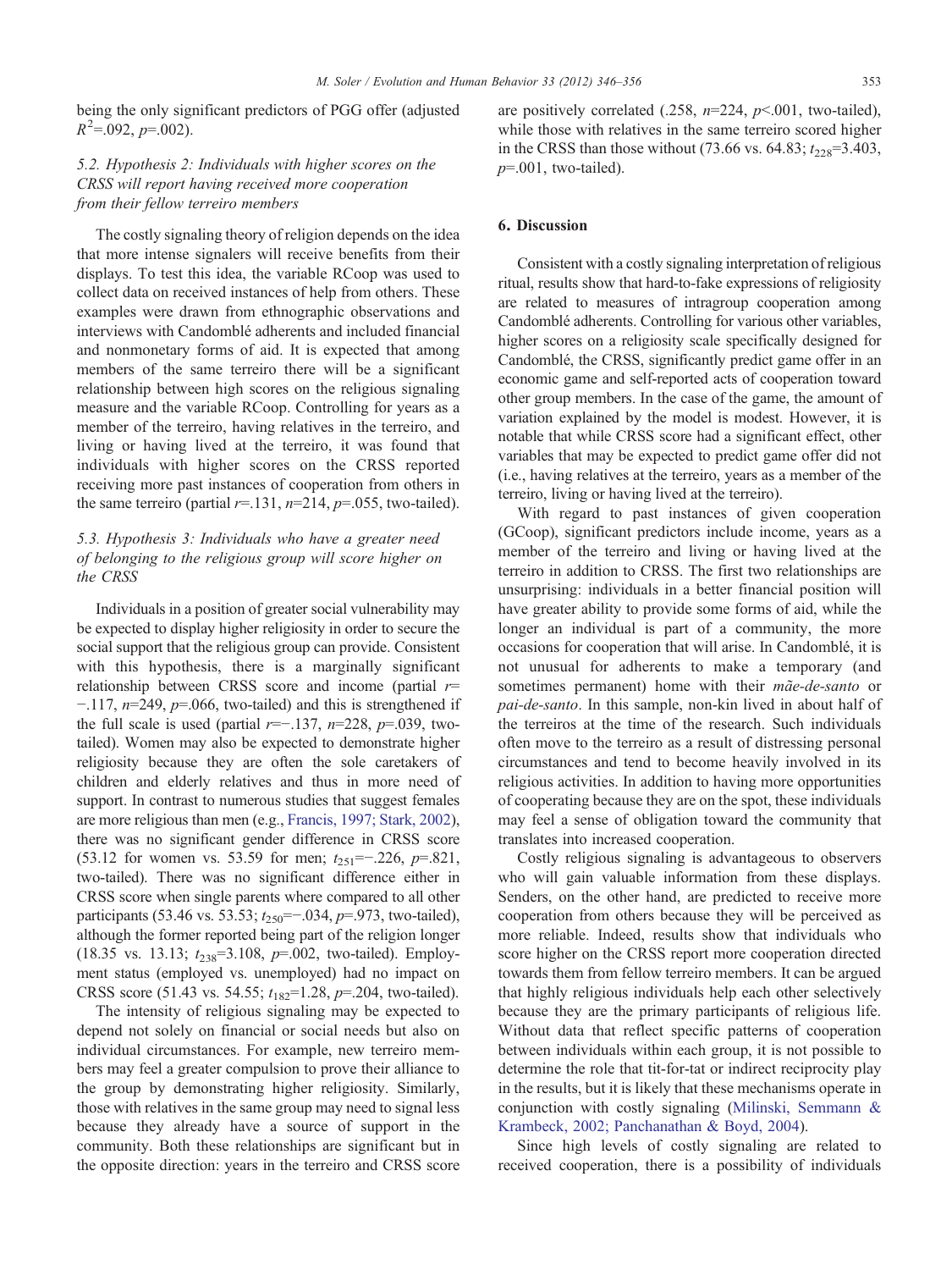being the only significant predictors of PGG offer (adjusted $R^2$=.092, $p$=.002).

### 5.2. Hypothesis 2: Individuals with higher scores on the CRSS will report having received more cooperation from their fellow terreiro members

The costly signaling theory of religion depends on the idea that more intense signalers will receive benefits from their displays. To test this idea, the variable RCoop was used to collect data on received instances of help from others. These examples were drawn from ethnographic observations and interviews with Candomblé adherents and included financial and nonmonetary forms of aid. It is expected that among members of the same terreiro there will be a significant relationship between high scores on the religious signaling measure and the variable RCoop. Controlling for years as a member of the terreiro, having relatives in the terreiro, and living or having lived at the terreiro, it was found that individuals with higher scores on the CRSS reported receiving more past instances of cooperation from others in the same terreiro (partial $r$=.131, $n$=214, $p$=.055, two-tailed).

### 5.3. Hypothesis 3: Individuals who have a greater need of belonging to the religious group will score higher on the CRSS

Individuals in a position of greater social vulnerability may be expected to display higher religiosity in order to secure the social support that the religious group can provide. Consistent with this hypothesis, there is a marginally significant relationship between CRSS score and income (partial $r$=−.117, $n$=249, $p$=.066, two-tailed) and this is strengthened if the full scale is used (partial $r$=−.137, $n$=228, $p$=.039, two-tailed). Women may also be expected to demonstrate higher religiosity because they are often the sole caretakers of children and elderly relatives and thus in more need of support. In contrast to numerous studies that suggest females are more religious than men (e.g., Francis, 1997; Stark, 2002), there was no significant gender difference in CRSS score (53.12 for women vs. 53.59 for men; $t_{251}$=−.226, $p$=.821, two-tailed). There was no significant difference either in CRSS score when single parents where compared to all other participants (53.46 vs. 53.53; $t_{250}$=−.034, $p$=.973, two-tailed), although the former reported being part of the religion longer (18.35 vs. 13.13; $t_{238}$=3.108, $p$=.002, two-tailed). Employment status (employed vs. unemployed) had no impact on CRSS score (51.43 vs. 54.55; $t_{182}$=1.28, $p$=.204, two-tailed).

The intensity of religious signaling may be expected to depend not solely on financial or social needs but also on individual circumstances. For example, new terreiro members may feel a greater compulsion to prove their alliance to the group by demonstrating higher religiosity. Similarly, those with relatives in the same group may need to signal less because they already have a source of support in the community. Both these relationships are significant but in the opposite direction: years in the terreiro and CRSS score are positively correlated (.258, $n$=224, $p$<.001, two-tailed), while those with relatives in the same terreiro scored higher in the CRSS than those without (73.66 vs. 64.83; $t_{228}$=3.403, $p$=.001, two-tailed).

## 6. Discussion

Consistent with a costly signaling interpretation of religious ritual, results show that hard-to-fake expressions of religiosity are related to measures of intragroup cooperation among Candomblé adherents. Controlling for various other variables, higher scores on a religiosity scale specifically designed for Candomblé, the CRSS, significantly predict game offer in an economic game and self-reported acts of cooperation toward other group members. In the case of the game, the amount of variation explained by the model is modest. However, it is notable that while CRSS score had a significant effect, other variables that may be expected to predict game offer did not (i.e., having relatives at the terreiro, years as a member of the terreiro, living or having lived at the terreiro).

With regard to past instances of given cooperation (GCoop), significant predictors include income, years as a member of the terreiro and living or having lived at the terreiro in addition to CRSS. The first two relationships are unsurprising: individuals in a better financial position will have greater ability to provide some forms of aid, while the longer an individual is part of a community, the more occasions for cooperation that will arise. In Candomblé, it is not unusual for adherents to make a temporary (and sometimes permanent) home with their *mãe-de-santo* or *pai-de-santo*. In this sample, non-kin lived in about half of the terreiros at the time of the research. Such individuals often move to the terreiro as a result of distressing personal circumstances and tend to become heavily involved in its religious activities. In addition to having more opportunities of cooperating because they are on the spot, these individuals may feel a sense of obligation toward the community that translates into increased cooperation.

Costly religious signaling is advantageous to observers who will gain valuable information from these displays. Senders, on the other hand, are predicted to receive more cooperation from others because they will be perceived as more reliable. Indeed, results show that individuals who score higher on the CRSS report more cooperation directed towards them from fellow terreiro members. It can be argued that highly religious individuals help each other selectively because they are the primary participants of religious life. Without data that reflect specific patterns of cooperation between individuals within each group, it is not possible to determine the role that tit-for-tat or indirect reciprocity play in the results, but it is likely that these mechanisms operate in conjunction with costly signaling (Milinski, Semmann & Krambeck, 2002; Panchanathan & Boyd, 2004).

Since high levels of costly signaling are related to received cooperation, there is a possibility of individuals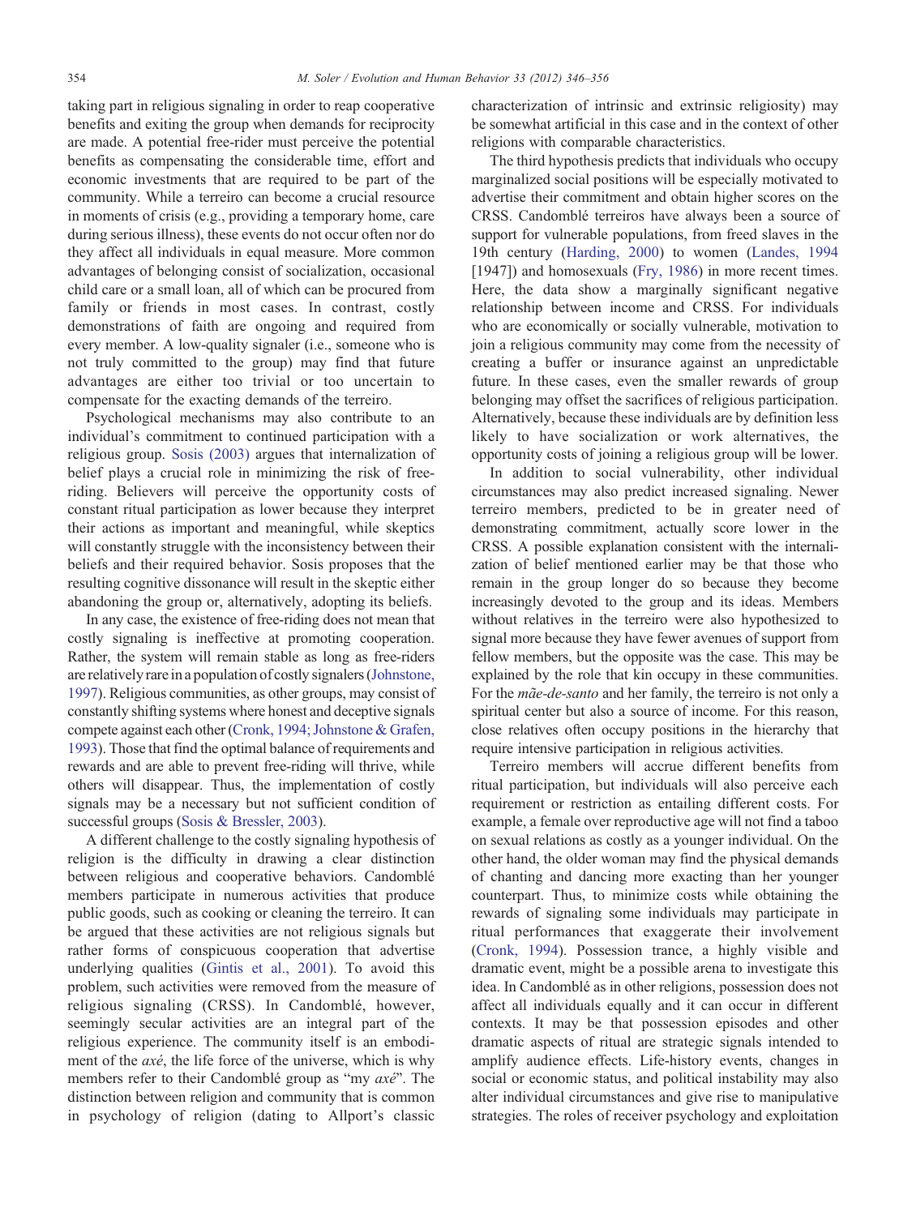taking part in religious signaling in order to reap cooperative benefits and exiting the group when demands for reciprocity are made. A potential free-rider must perceive the potential benefits as compensating the considerable time, effort and economic investments that are required to be part of the community. While a terreiro can become a crucial resource in moments of crisis (e.g., providing a temporary home, care during serious illness), these events do not occur often nor do they affect all individuals in equal measure. More common advantages of belonging consist of socialization, occasional child care or a small loan, all of which can be procured from family or friends in most cases. In contrast, costly demonstrations of faith are ongoing and required from every member. A low-quality signaler (i.e., someone who is not truly committed to the group) may find that future advantages are either too trivial or too uncertain to compensate for the exacting demands of the terreiro.

Psychological mechanisms may also contribute to an individual's commitment to continued participation with a religious group. Sosis (2003) argues that internalization of belief plays a crucial role in minimizing the risk of free-riding. Believers will perceive the opportunity costs of constant ritual participation as lower because they interpret their actions as important and meaningful, while skeptics will constantly struggle with the inconsistency between their beliefs and their required behavior. Sosis proposes that the resulting cognitive dissonance will result in the skeptic either abandoning the group or, alternatively, adopting its beliefs.

In any case, the existence of free-riding does not mean that costly signaling is ineffective at promoting cooperation. Rather, the system will remain stable as long as free-riders are relatively rare in a population of costly signalers (Johnstone, 1997). Religious communities, as other groups, may consist of constantly shifting systems where honest and deceptive signals compete against each other (Cronk, 1994; Johnstone & Grafen, 1993). Those that find the optimal balance of requirements and rewards and are able to prevent free-riding will thrive, while others will disappear. Thus, the implementation of costly signals may be a necessary but not sufficient condition of successful groups (Sosis & Bressler, 2003).

A different challenge to the costly signaling hypothesis of religion is the difficulty in drawing a clear distinction between religious and cooperative behaviors. Candomblé members participate in numerous activities that produce public goods, such as cooking or cleaning the terreiro. It can be argued that these activities are not religious signals but rather forms of conspicuous cooperation that advertise underlying qualities (Gintis et al., 2001). To avoid this problem, such activities were removed from the measure of religious signaling (CRSS). In Candomblé, however, seemingly secular activities are an integral part of the religious experience. The community itself is an embodiment of the *axé*, the life force of the universe, which is why members refer to their Candomblé group as "my *axé*". The distinction between religion and community that is common in psychology of religion (dating to Allport's classic characterization of intrinsic and extrinsic religiosity) may be somewhat artificial in this case and in the context of other religions with comparable characteristics.

The third hypothesis predicts that individuals who occupy marginalized social positions will be especially motivated to advertise their commitment and obtain higher scores on the CRSS. Candomblé terreiros have always been a source of support for vulnerable populations, from freed slaves in the 19th century (Harding, 2000) to women (Landes, 1994 [1947]) and homosexuals (Fry, 1986) in more recent times. Here, the data show a marginally significant negative relationship between income and CRSS. For individuals who are economically or socially vulnerable, motivation to join a religious community may come from the necessity of creating a buffer or insurance against an unpredictable future. In these cases, even the smaller rewards of group belonging may offset the sacrifices of religious participation. Alternatively, because these individuals are by definition less likely to have socialization or work alternatives, the opportunity costs of joining a religious group will be lower.

In addition to social vulnerability, other individual circumstances may also predict increased signaling. Newer terreiro members, predicted to be in greater need of demonstrating commitment, actually score lower in the CRSS. A possible explanation consistent with the internalization of belief mentioned earlier may be that those who remain in the group longer do so because they become increasingly devoted to the group and its ideas. Members without relatives in the terreiro were also hypothesized to signal more because they have fewer avenues of support from fellow members, but the opposite was the case. This may be explained by the role that kin occupy in these communities. For the *mãe-de-santo* and her family, the terreiro is not only a spiritual center but also a source of income. For this reason, close relatives often occupy positions in the hierarchy that require intensive participation in religious activities.

Terreiro members will accrue different benefits from ritual participation, but individuals will also perceive each requirement or restriction as entailing different costs. For example, a female over reproductive age will not find a taboo on sexual relations as costly as a younger individual. On the other hand, the older woman may find the physical demands of chanting and dancing more exacting than her younger counterpart. Thus, to minimize costs while obtaining the rewards of signaling some individuals may participate in ritual performances that exaggerate their involvement (Cronk, 1994). Possession trance, a highly visible and dramatic event, might be a possible arena to investigate this idea. In Candomblé as in other religions, possession does not affect all individuals equally and it can occur in different contexts. It may be that possession episodes and other dramatic aspects of ritual are strategic signals intended to amplify audience effects. Life-history events, changes in social or economic status, and political instability may also alter individual circumstances and give rise to manipulative strategies. The roles of receiver psychology and exploitation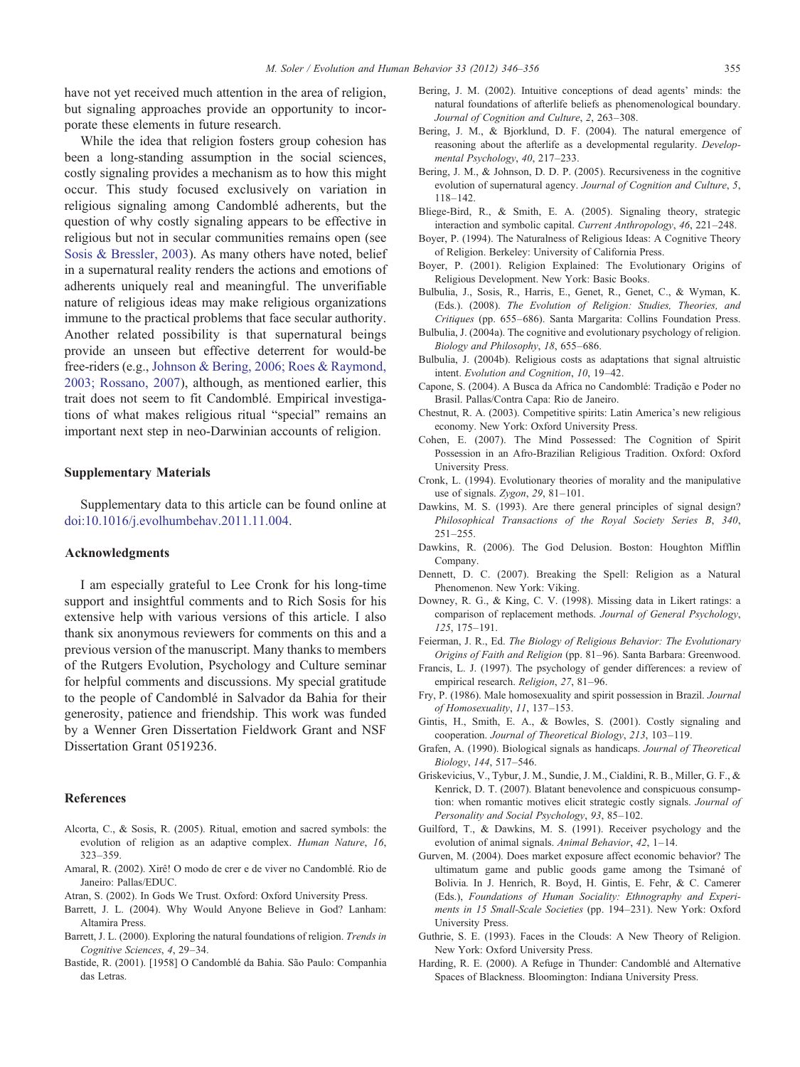have not yet received much attention in the area of religion, but signaling approaches provide an opportunity to incorporate these elements in future research.

While the idea that religion fosters group cohesion has been a long-standing assumption in the social sciences, costly signaling provides a mechanism as to how this might occur. This study focused exclusively on variation in religious signaling among Candomblé adherents, but the question of why costly signaling appears to be effective in religious but not in secular communities remains open (see Sosis & Bressler, 2003). As many others have noted, belief in a supernatural reality renders the actions and emotions of adherents uniquely real and meaningful. The unverifiable nature of religious ideas may make religious organizations immune to the practical problems that face secular authority. Another related possibility is that supernatural beings provide an unseen but effective deterrent for would-be free-riders (e.g., Johnson & Bering, 2006; Roes & Raymond, 2003; Rossano, 2007), although, as mentioned earlier, this trait does not seem to fit Candomblé. Empirical investigations of what makes religious ritual "special" remains an important next step in neo-Darwinian accounts of religion.

## Supplementary Materials

Supplementary data to this article can be found online at doi:10.1016/j.evolhumbehav.2011.11.004.

## Acknowledgments

I am especially grateful to Lee Cronk for his long-time support and insightful comments and to Rich Sosis for his extensive help with various versions of this article. I also thank six anonymous reviewers for comments on this and a previous version of the manuscript. Many thanks to members of the Rutgers Evolution, Psychology and Culture seminar for helpful comments and discussions. My special gratitude to the people of Candomblé in Salvador da Bahia for their generosity, patience and friendship. This work was funded by a Wenner Gren Dissertation Fieldwork Grant and NSF Dissertation Grant 0519236.

## References

Alcorta, C., & Sosis, R. (2005). Ritual, emotion and sacred symbols: the evolution of religion as an adaptive complex. *Human Nature*, *16*, 323–359.

Amaral, R. (2002). Xirê! O modo de crer e de viver no Candomblé. Rio de Janeiro: Pallas/EDUC.

Atran, S. (2002). In Gods We Trust. Oxford: Oxford University Press.

Barrett, J. L. (2004). Why Would Anyone Believe in God? Lanham: Altamira Press.

Barrett, J. L. (2000). Exploring the natural foundations of religion. *Trends in Cognitive Sciences*, *4*, 29–34.

Bastide, R. (2001). [1958] O Candomblé da Bahia. São Paulo: Companhia das Letras.

Bering, J. M. (2002). Intuitive conceptions of dead agents' minds: the natural foundations of afterlife beliefs as phenomenological boundary. *Journal of Cognition and Culture*, *2*, 263–308.

Bering, J. M., & Bjorklund, D. F. (2004). The natural emergence of reasoning about the afterlife as a developmental regularity. *Developmental Psychology*, *40*, 217–233.

Bering, J. M., & Johnson, D. D. P. (2005). Recursiveness in the cognitive evolution of supernatural agency. *Journal of Cognition and Culture*, *5*, 118–142.

Bliege-Bird, R., & Smith, E. A. (2005). Signaling theory, strategic interaction and symbolic capital. *Current Anthropology*, *46*, 221–248.

Boyer, P. (1994). The Naturalness of Religious Ideas: A Cognitive Theory of Religion. Berkeley: University of California Press.

Boyer, P. (2001). Religion Explained: The Evolutionary Origins of Religious Development. New York: Basic Books.

Bulbulia, J., Sosis, R., Harris, E., Genet, R., Genet, C., & Wyman, K. (Eds.). (2008). *The Evolution of Religion: Studies, Theories, and Critiques* (pp. 655–686). Santa Margarita: Collins Foundation Press.

Bulbulia, J. (2004a). The cognitive and evolutionary psychology of religion. *Biology and Philosophy*, *18*, 655–686.

Bulbulia, J. (2004b). Religious costs as adaptations that signal altruistic intent. *Evolution and Cognition*, *10*, 19–42.

Capone, S. (2004). A Busca da Africa no Candomblé: Tradição e Poder no Brasil. Pallas/Contra Capa: Rio de Janeiro.

Chestnut, R. A. (2003). Competitive spirits: Latin America's new religious economy. New York: Oxford University Press.

Cohen, E. (2007). The Mind Possessed: The Cognition of Spirit Possession in an Afro-Brazilian Religious Tradition. Oxford: Oxford University Press.

Cronk, L. (1994). Evolutionary theories of morality and the manipulative use of signals. *Zygon*, *29*, 81–101.

Dawkins, M. S. (1993). Are there general principles of signal design? *Philosophical Transactions of the Royal Society Series B*, *340*, 251–255.

Dawkins, R. (2006). The God Delusion. Boston: Houghton Mifflin Company.

Dennett, D. C. (2007). Breaking the Spell: Religion as a Natural Phenomenon. New York: Viking.

Downey, R. G., & King, C. V. (1998). Missing data in Likert ratings: a comparison of replacement methods. *Journal of General Psychology*, *125*, 175–191.

Feierman, J. R., Ed. *The Biology of Religious Behavior: The Evolutionary Origins of Faith and Religion* (pp. 81–96). Santa Barbara: Greenwood.

Francis, L. J. (1997). The psychology of gender differences: a review of empirical research. *Religion*, *27*, 81–96.

Fry, P. (1986). Male homosexuality and spirit possession in Brazil. *Journal of Homosexuality*, *11*, 137–153.

Gintis, H., Smith, E. A., & Bowles, S. (2001). Costly signaling and cooperation. *Journal of Theoretical Biology*, *213*, 103–119.

Grafen, A. (1990). Biological signals as handicaps. *Journal of Theoretical Biology*, *144*, 517–546.

Griskevicius, V., Tybur, J. M., Sundie, J. M., Cialdini, R. B., Miller, G. F., & Kenrick, D. T. (2007). Blatant benevolence and conspicuous consumption: when romantic motives elicit strategic costly signals. *Journal of Personality and Social Psychology*, *93*, 85–102.

Guilford, T., & Dawkins, M. S. (1991). Receiver psychology and the evolution of animal signals. *Animal Behavior*, *42*, 1–14.

Gurven, M. (2004). Does market exposure affect economic behavior? The ultimatum game and public goods game among the Tsimané of Bolivia. In J. Henrich, R. Boyd, H. Gintis, E. Fehr, & C. Camerer (Eds.), *Foundations of Human Sociality: Ethnography and Experiments in 15 Small-Scale Societies* (pp. 194–231). New York: Oxford University Press.

Guthrie, S. E. (1993). Faces in the Clouds: A New Theory of Religion. New York: Oxford University Press.

Harding, R. E. (2000). A Refuge in Thunder: Candomblé and Alternative Spaces of Blackness. Bloomington: Indiana University Press.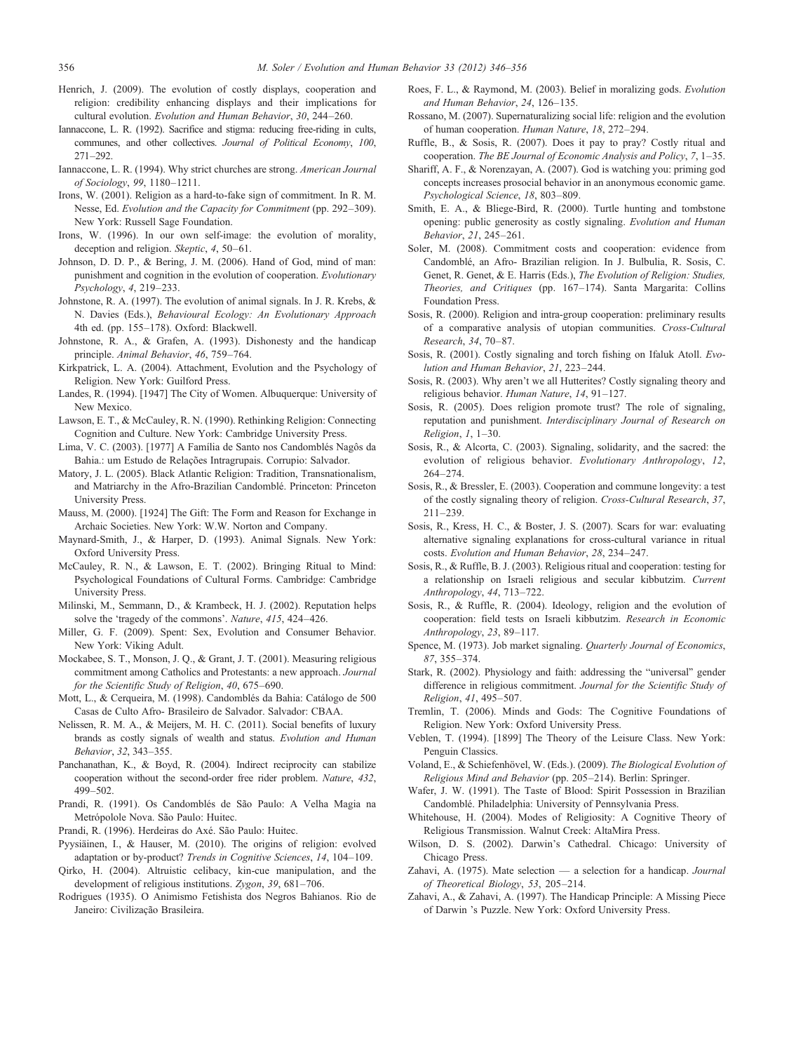Henrich, J. (2009). The evolution of costly displays, cooperation and religion: credibility enhancing displays and their implications for cultural evolution. *Evolution and Human Behavior*, *30*, 244–260.

Iannaccone, L. R. (1992). Sacrifice and stigma: reducing free-riding in cults, communes, and other collectives. *Journal of Political Economy*, *100*, 271–292.

Iannaccone, L. R. (1994). Why strict churches are strong. *American Journal of Sociology*, *99*, 1180–1211.

Irons, W. (2001). Religion as a hard-to-fake sign of commitment. In R. M. Nesse, Ed. *Evolution and the Capacity for Commitment* (pp. 292–309). New York: Russell Sage Foundation.

Irons, W. (1996). In our own self-image: the evolution of morality, deception and religion. *Skeptic*, *4*, 50–61.

Johnson, D. D. P., & Bering, J. M. (2006). Hand of God, mind of man: punishment and cognition in the evolution of cooperation. *Evolutionary Psychology*, *4*, 219–233.

Johnstone, R. A. (1997). The evolution of animal signals. In J. R. Krebs, & N. Davies (Eds.), *Behavioural Ecology: An Evolutionary Approach* 4th ed. (pp. 155–178). Oxford: Blackwell.

Johnstone, R. A., & Grafen, A. (1993). Dishonesty and the handicap principle. *Animal Behavior*, *46*, 759–764.

Kirkpatrick, L. A. (2004). Attachment, Evolution and the Psychology of Religion. New York: Guilford Press.

Landes, R. (1994). [1947] The City of Women. Albuquerque: University of New Mexico.

Lawson, E. T., & McCauley, R. N. (1990). Rethinking Religion: Connecting Cognition and Culture. New York: Cambridge University Press.

Lima, V. C. (2003). [1977] A Família de Santo nos Candomblés Nagôs da Bahia.: um Estudo de Relações Intragrupais. Corrupio: Salvador.

Matory, J. L. (2005). Black Atlantic Religion: Tradition, Transnationalism, and Matriarchy in the Afro-Brazilian Candomblé. Princeton: Princeton University Press.

Mauss, M. (2000). [1924] The Gift: The Form and Reason for Exchange in Archaic Societies. New York: W.W. Norton and Company.

Maynard-Smith, J., & Harper, D. (1993). Animal Signals. New York: Oxford University Press.

McCauley, R. N., & Lawson, E. T. (2002). Bringing Ritual to Mind: Psychological Foundations of Cultural Forms. Cambridge: Cambridge University Press.

Milinski, M., Semmann, D., & Krambeck, H. J. (2002). Reputation helps solve the 'tragedy of the commons'. *Nature*, *415*, 424–426.

Miller, G. F. (2009). Spent: Sex, Evolution and Consumer Behavior. New York: Viking Adult.

Mockabee, S. T., Monson, J. Q., & Grant, J. T. (2001). Measuring religious commitment among Catholics and Protestants: a new approach. *Journal for the Scientific Study of Religion*, *40*, 675–690.

Mott, L., & Cerqueira, M. (1998). Candomblés da Bahia: Catálogo de 500 Casas de Culto Afro- Brasileiro de Salvador. Salvador: CBAA.

Nelissen, R. M. A., & Meijers, M. H. C. (2011). Social benefits of luxury brands as costly signals of wealth and status. *Evolution and Human Behavior*, *32*, 343–355.

Panchanathan, K., & Boyd, R. (2004). Indirect reciprocity can stabilize cooperation without the second-order free rider problem. *Nature*, *432*, 499–502.

Prandi, R. (1991). Os Candomblés de São Paulo: A Velha Magia na Metrópolole Nova. São Paulo: Huitec.

Prandi, R. (1996). Herdeiras do Axé. São Paulo: Huitec.

Pyysiäinen, I., & Hauser, M. (2010). The origins of religion: evolved adaptation or by-product? *Trends in Cognitive Sciences*, *14*, 104–109.

Qirko, H. (2004). Altruistic celibacy, kin-cue manipulation, and the development of religious institutions. *Zygon*, *39*, 681–706.

Rodrigues (1935). O Animismo Fetishista dos Negros Bahianos. Rio de Janeiro: Civilização Brasileira.

Roes, F. L., & Raymond, M. (2003). Belief in moralizing gods. *Evolution and Human Behavior*, *24*, 126–135.

Rossano, M. (2007). Supernaturalizing social life: religion and the evolution of human cooperation. *Human Nature*, *18*, 272–294.

Ruffle, B., & Sosis, R. (2007). Does it pay to pray? Costly ritual and cooperation. *The BE Journal of Economic Analysis and Policy*, *7*, 1–35.

Shariff, A. F., & Norenzayan, A. (2007). God is watching you: priming god concepts increases prosocial behavior in an anonymous economic game. *Psychological Science*, *18*, 803–809.

Smith, E. A., & Bliege-Bird, R. (2000). Turtle hunting and tombstone opening: public generosity as costly signaling. *Evolution and Human Behavior*, *21*, 245–261.

Soler, M. (2008). Commitment costs and cooperation: evidence from Candomblé, an Afro- Brazilian religion. In J. Bulbulia, R. Sosis, C. Genet, R. Genet, & E. Harris (Eds.), *The Evolution of Religion: Studies, Theories, and Critiques* (pp. 167–174). Santa Margarita: Collins Foundation Press.

Sosis, R. (2000). Religion and intra-group cooperation: preliminary results of a comparative analysis of utopian communities. *Cross-Cultural Research*, *34*, 70–87.

Sosis, R. (2001). Costly signaling and torch fishing on Ifaluk Atoll. *Evolution and Human Behavior*, *21*, 223–244.

Sosis, R. (2003). Why aren't we all Hutterites? Costly signaling theory and religious behavior. *Human Nature*, *14*, 91–127.

Sosis, R. (2005). Does religion promote trust? The role of signaling, reputation and punishment. *Interdisciplinary Journal of Research on Religion*, *1*, 1–30.

Sosis, R., & Alcorta, C. (2003). Signaling, solidarity, and the sacred: the evolution of religious behavior. *Evolutionary Anthropology*, *12*, 264–274.

Sosis, R., & Bressler, E. (2003). Cooperation and commune longevity: a test of the costly signaling theory of religion. *Cross-Cultural Research*, *37*, 211–239.

Sosis, R., Kress, H. C., & Boster, J. S. (2007). Scars for war: evaluating alternative signaling explanations for cross-cultural variance in ritual costs. *Evolution and Human Behavior*, *28*, 234–247.

Sosis, R., & Ruffle, B. J. (2003). Religious ritual and cooperation: testing for a relationship on Israeli religious and secular kibbutzim. *Current Anthropology*, *44*, 713–722.

Sosis, R., & Ruffle, R. (2004). Ideology, religion and the evolution of cooperation: field tests on Israeli kibbutzim. *Research in Economic Anthropology*, *23*, 89–117.

Spence, M. (1973). Job market signaling. *Quarterly Journal of Economics*, *87*, 355–374.

Stark, R. (2002). Physiology and faith: addressing the "universal" gender difference in religious commitment. *Journal for the Scientific Study of Religion*, *41*, 495–507.

Tremlin, T. (2006). Minds and Gods: The Cognitive Foundations of Religion. New York: Oxford University Press.

Veblen, T. (1994). [1899] The Theory of the Leisure Class. New York: Penguin Classics.

Voland, E., & Schiefenhövel, W. (Eds.). (2009). *The Biological Evolution of Religious Mind and Behavior* (pp. 205–214). Berlin: Springer.

Wafer, J. W. (1991). The Taste of Blood: Spirit Possession in Brazilian Candomblé. Philadelphia: University of Pennsylvania Press.

Whitehouse, H. (2004). Modes of Religiosity: A Cognitive Theory of Religious Transmission. Walnut Creek: AltaMira Press.

Wilson, D. S. (2002). Darwin's Cathedral. Chicago: University of Chicago Press.

Zahavi, A. (1975). Mate selection — a selection for a handicap. *Journal of Theoretical Biology*, *53*, 205–214.

Zahavi, A., & Zahavi, A. (1997). The Handicap Principle: A Missing Piece of Darwin 's Puzzle. New York: Oxford University Press.